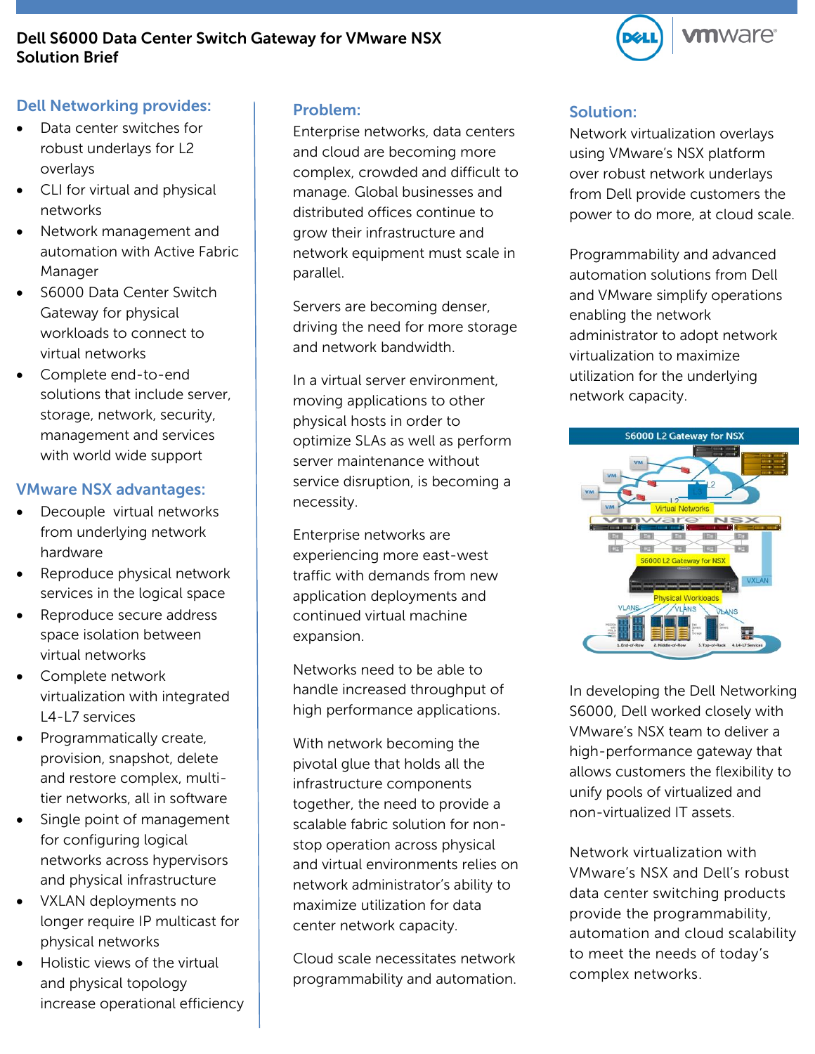# Dell S6000 Data Center Switch Gateway for VMware NSX Solution Brief

## Dell Networking provides:

- Data center switches for robust underlays for L2 overlays
- CLI for virtual and physical networks
- Network management and automation with Active Fabric Manager
- S6000 Data Center Switch Gateway for physical workloads to connect to virtual networks
- Complete end-to-end solutions that include server, storage, network, security, management and services with world wide support

## VMware NSX advantages:

- Decouple virtual networks from underlying network hardware
- Reproduce physical network services in the logical space
- Reproduce secure address space isolation between virtual networks
- Complete network virtualization with integrated L4-L7 services
- Programmatically create, provision, snapshot, delete and restore complex, multi-tier networks, all in software
- Single point of management for configuring logical networks across hypervisors and physical infrastructure
- VXLAN deployments no longer require IP multicast for physical networks
- Holistic views of the virtual and physical topology increase operational efficiency

## Problem:

Enterprise networks, data centers and cloud are becoming more complex, crowded and difficult to manage. Global businesses and distributed offices continue to grow their infrastructure and network equipment must scale in parallel.

Servers are becoming denser, driving the need for more storage and network bandwidth.

In a virtual server environment, moving applications to other physical hosts in order to optimize SLAs as well as perform server maintenance without service disruption, is becoming a necessity.

Enterprise networks are experiencing more east-west traffic with demands from new application deployments and continued virtual machine expansion.

Networks need to be able to handle increased throughput of high performance applications.

With network becoming the pivotal glue that holds all the infrastructure components together, the need to provide a scalable fabric solution for non-stop operation across physical and virtual environments relies on network administrator's ability to maximize utilization for data center network capacity.

Cloud scale necessitates network programmability and automation.

## Solution:

Network virtualization overlays using VMware's NSX platform over robust network underlays from Dell provide customers the power to do more, at cloud scale.

Programmability and advanced automation solutions from Dell and VMware simplify operations enabling the network administrator to adopt network virtualization to maximize utilization for the underlying network capacity.

S6000 L2 Gateway for NSX

In developing the Dell Networking S6000, Dell worked closely with VMware's NSX team to deliver a high-performance gateway that allows customers the flexibility to unify pools of virtualized and non-virtualized IT assets.

Network virtualization with VMware's NSX and Dell's robust data center switching products provide the programmability, automation and cloud scalability to meet the needs of today's complex networks.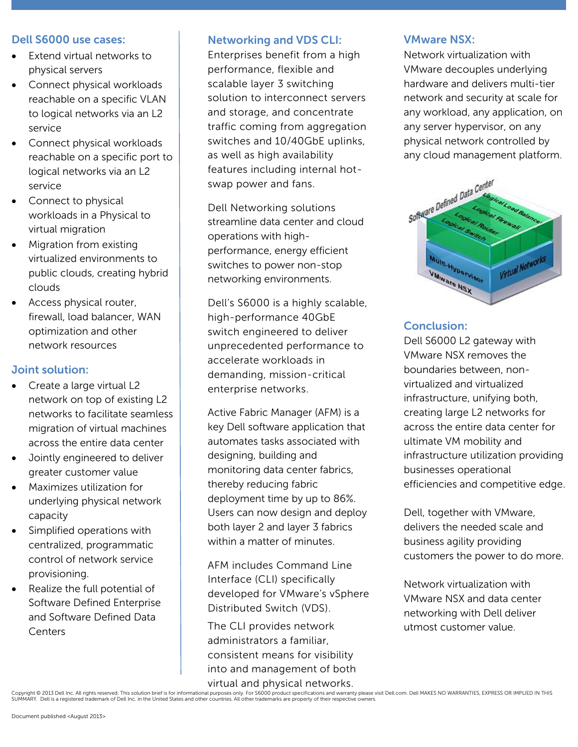## Dell S6000 use cases:

- Extend virtual networks to physical servers
- Connect physical workloads reachable on a specific VLAN to logical networks via an L2 service
- Connect physical workloads reachable on a specific port to logical networks via an L2 service
- Connect to physical workloads in a Physical to virtual migration
- Migration from existing virtualized environments to public clouds, creating hybrid clouds
- Access physical router, firewall, load balancer, WAN optimization and other network resources

## Joint solution:

- Create a large virtual L2 network on top of existing L2 networks to facilitate seamless migration of virtual machines across the entire data center
- Jointly engineered to deliver greater customer value
- Maximizes utilization for underlying physical network capacity
- Simplified operations with centralized, programmatic control of network service provisioning.
- Realize the full potential of Software Defined Enterprise and Software Defined Data Centers

## Networking and VDS CLI:

Enterprises benefit from a high performance, flexible and scalable layer 3 switching solution to interconnect servers and storage, and concentrate traffic coming from aggregation switches and 10/40GbE uplinks, as well as high availability features including internal hot-swap power and fans.

Dell Networking solutions streamline data center and cloud operations with high-performance, energy efficient switches to power non-stop networking environments.

Dell's S6000 is a highly scalable, high-performance 40GbE switch engineered to deliver unprecedented performance to accelerate workloads in demanding, mission-critical enterprise networks.

Active Fabric Manager (AFM) is a key Dell software application that automates tasks associated with designing, building and monitoring data center fabrics, thereby reducing fabric deployment time by up to 86%. Users can now design and deploy both layer 2 and layer 3 fabrics within a matter of minutes.

AFM includes Command Line Interface (CLI) specifically developed for VMware's vSphere Distributed Switch (VDS).

The CLI provides network administrators a familiar, consistent means for visibility into and management of both virtual and physical networks.

## VMware NSX:

Network virtualization with VMware decouples underlying hardware and delivers multi-tier network and security at scale for any workload, any application, on any server hypervisor, on any physical network controlled by any cloud management platform.

Software Defined Data Center
Logical Load Balancer
Logical Firewall
Logical Router
Logical Switch
Multi-Hypervisor
Virtual Networks
VMware NSX

## Conclusion:

Dell S6000 L2 gateway with VMware NSX removes the boundaries between, non-virtualized and virtualized infrastructure, unifying both, creating large L2 networks for across the entire data center for ultimate VM mobility and infrastructure utilization providing businesses operational efficiencies and competitive edge.

Dell, together with VMware, delivers the needed scale and business agility providing customers the power to do more.

Network virtualization with VMware NSX and data center networking with Dell deliver utmost customer value.

Copyright © 2013 Dell Inc. All rights reserved. This solution brief is for informational purposes only. For S6000 product specifications and warranty please visit Dell.com. DELL MAKES NO WARRANTIES, EXPRESS OR IMPLIED IN THIS SUMMARY. Dell is a registered trademark of Dell Inc. in the United States and other countries. All other trademarks are property of their respective owners.

Document published <August 2013>